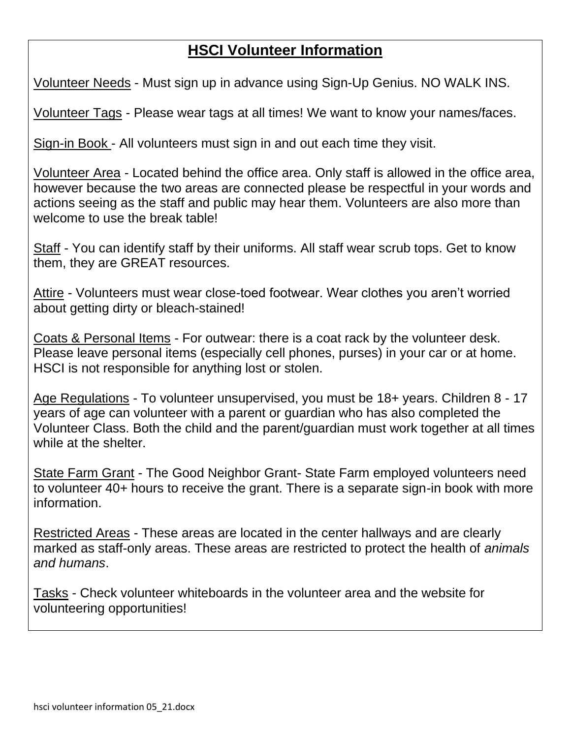# HSCI Volunteer Information

Volunteer Needs - Must sign up in advance using Sign-Up Genius. NO WALK INS.

Volunteer Tags - Please wear tags at all times! We want to know your names/faces.

Sign-in Book - All volunteers must sign in and out each time they visit.

Volunteer Area - Located behind the office area. Only staff is allowed in the office area, however because the two areas are connected please be respectful in your words and actions seeing as the staff and public may hear them. Volunteers are also more than welcome to use the break table!

Staff - You can identify staff by their uniforms. All staff wear scrub tops. Get to know them, they are GREAT resources.

Attire - Volunteers must wear close-toed footwear. Wear clothes you aren't worried about getting dirty or bleach-stained!

Coats & Personal Items - For outwear: there is a coat rack by the volunteer desk. Please leave personal items (especially cell phones, purses) in your car or at home. HSCI is not responsible for anything lost or stolen.

Age Regulations - To volunteer unsupervised, you must be 18+ years. Children 8 - 17 years of age can volunteer with a parent or guardian who has also completed the Volunteer Class. Both the child and the parent/guardian must work together at all times while at the shelter.

State Farm Grant - The Good Neighbor Grant- State Farm employed volunteers need to volunteer 40+ hours to receive the grant. There is a separate sign-in book with more information.

Restricted Areas - These areas are located in the center hallways and are clearly marked as staff-only areas. These areas are restricted to protect the health of *animals and humans*.

Tasks - Check volunteer whiteboards in the volunteer area and the website for volunteering opportunities!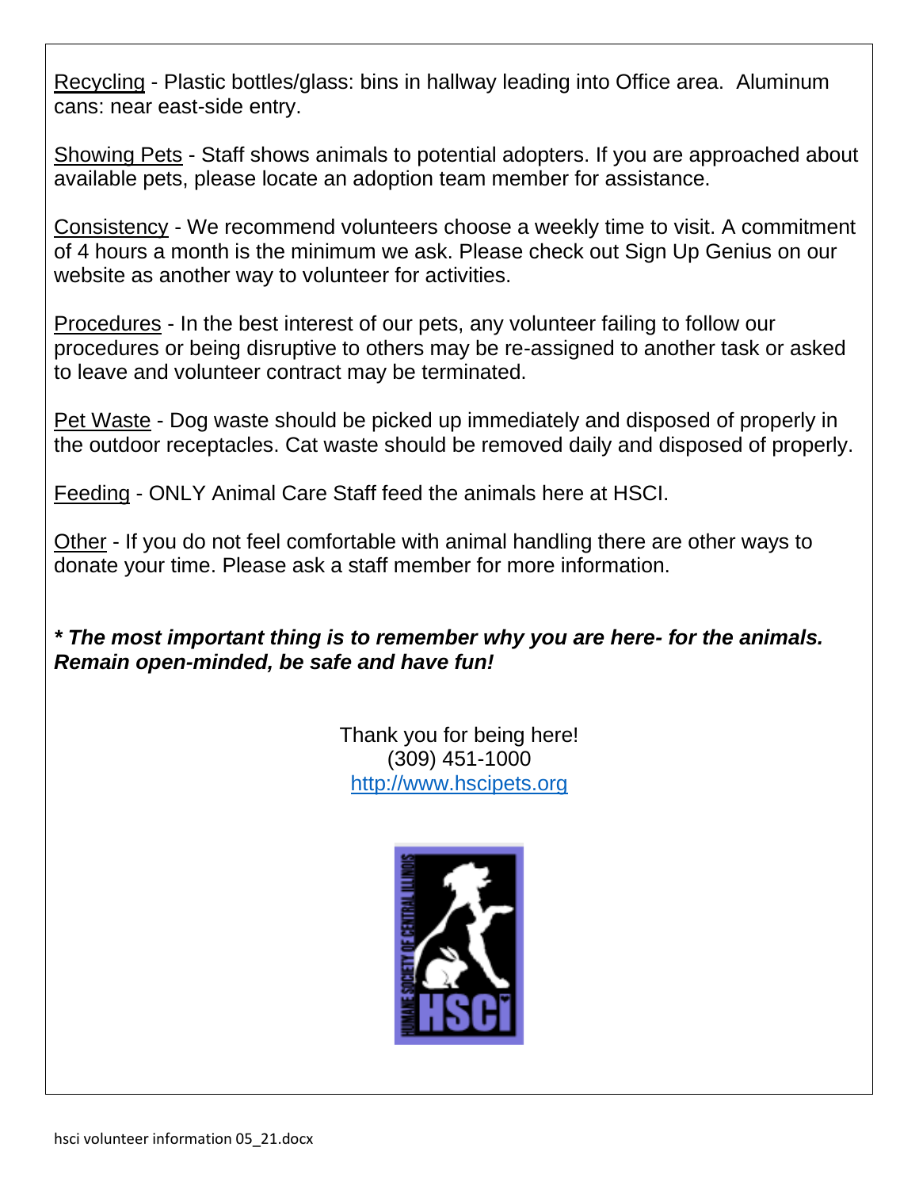Recycling - Plastic bottles/glass: bins in hallway leading into Office area. Aluminum cans: near east-side entry.

Showing Pets - Staff shows animals to potential adopters. If you are approached about available pets, please locate an adoption team member for assistance.

Consistency - We recommend volunteers choose a weekly time to visit. A commitment of 4 hours a month is the minimum we ask. Please check out Sign Up Genius on our website as another way to volunteer for activities.

Procedures - In the best interest of our pets, any volunteer failing to follow our procedures or being disruptive to others may be re-assigned to another task or asked to leave and volunteer contract may be terminated.

Pet Waste - Dog waste should be picked up immediately and disposed of properly in the outdoor receptacles. Cat waste should be removed daily and disposed of properly.

Feeding - ONLY Animal Care Staff feed the animals here at HSCI.

Other - If you do not feel comfortable with animal handling there are other ways to donate your time. Please ask a staff member for more information.

***\* The most important thing is to remember why you are here- for the animals. Remain open-minded, be safe and have fun!***

Thank you for being here!
(309) 451-1000
http://www.hscipets.org

hsci volunteer information 05_21.docx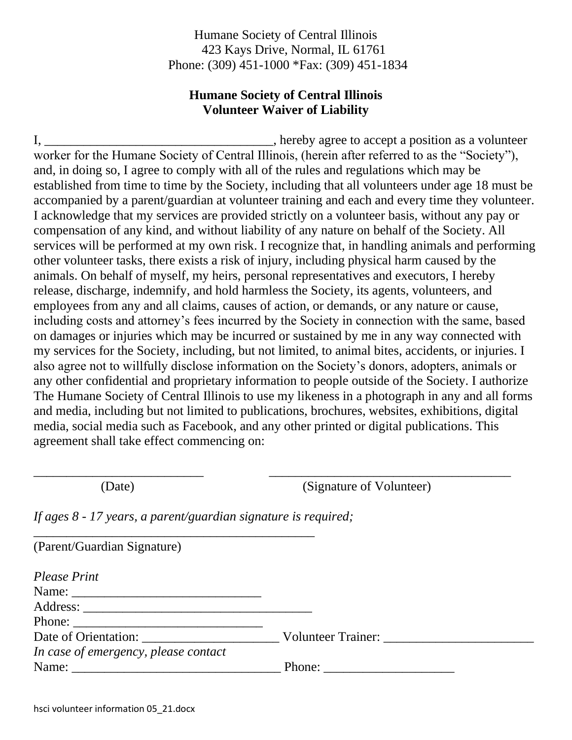Humane Society of Central Illinois
423 Kays Drive, Normal, IL 61761
Phone: (309) 451-1000 *Fax: (309) 451-1834

**Humane Society of Central Illinois**
**Volunteer Waiver of Liability**

I, ___________________________________, hereby agree to accept a position as a volunteer worker for the Humane Society of Central Illinois, (herein after referred to as the "Society"), and, in doing so, I agree to comply with all of the rules and regulations which may be established from time to time by the Society, including that all volunteers under age 18 must be accompanied by a parent/guardian at volunteer training and each and every time they volunteer. I acknowledge that my services are provided strictly on a volunteer basis, without any pay or compensation of any kind, and without liability of any nature on behalf of the Society. All services will be performed at my own risk. I recognize that, in handling animals and performing other volunteer tasks, there exists a risk of injury, including physical harm caused by the animals. On behalf of myself, my heirs, personal representatives and executors, I hereby release, discharge, indemnify, and hold harmless the Society, its agents, volunteers, and employees from any and all claims, causes of action, or demands, or any nature or cause, including costs and attorney's fees incurred by the Society in connection with the same, based on damages or injuries which may be incurred or sustained by me in any way connected with my services for the Society, including, but not limited, to animal bites, accidents, or injuries. I also agree not to willfully disclose information on the Society's donors, adopters, animals or any other confidential and proprietary information to people outside of the Society. I authorize The Humane Society of Central Illinois to use my likeness in a photograph in any and all forms and media, including but not limited to publications, brochures, websites, exhibitions, digital media, social media such as Facebook, and any other printed or digital publications. This agreement shall take effect commencing on:

__________________________ (Date)  ____________________________________ (Signature of Volunteer)

*If ages 8 - 17 years, a parent/guardian signature is required;*

___________________________________________
(Parent/Guardian Signature)

*Please Print*
Name: _____________________________
Address: ___________________________________
Phone: ______________________________
Date of Orientation: ______________________ Volunteer Trainer: _______________________
*In case of emergency, please contact*
Name: _______________________________ Phone: ____________________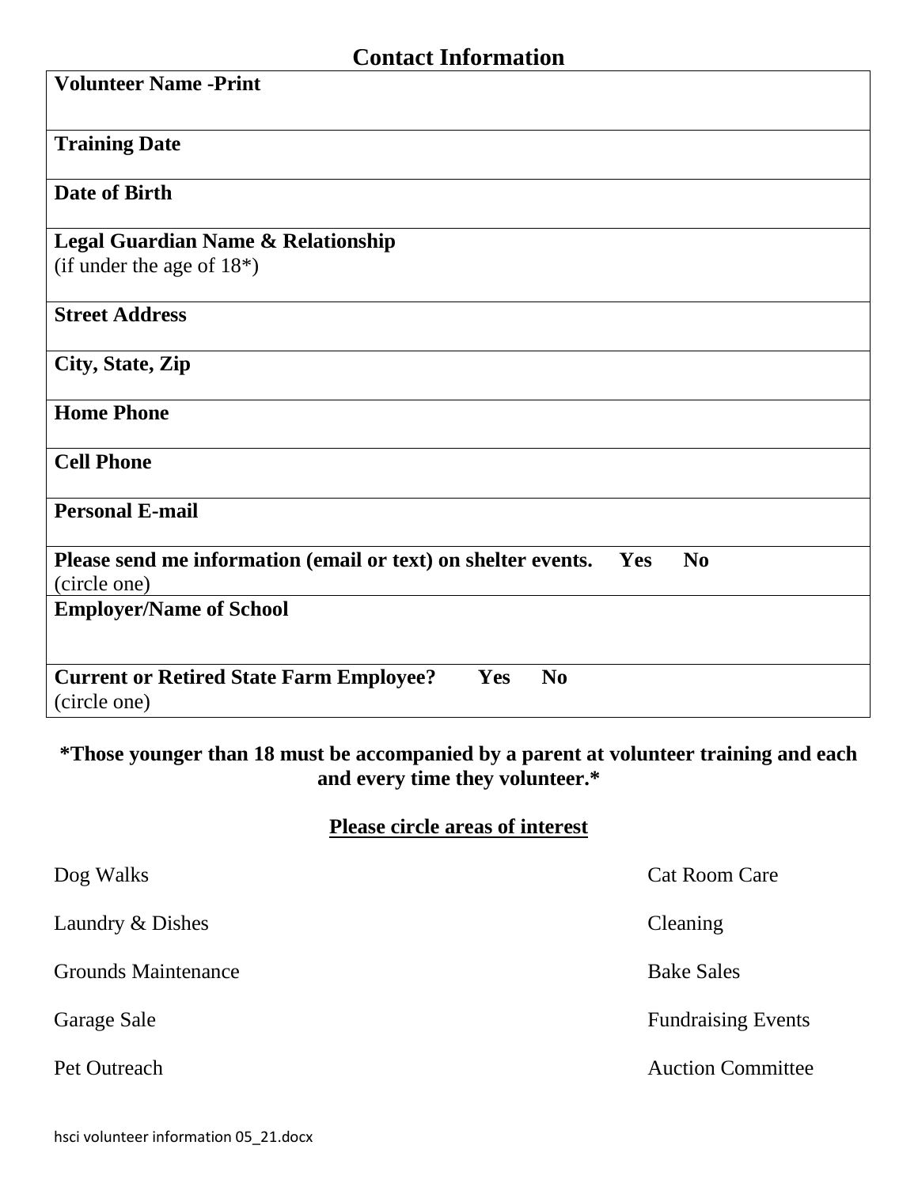## Contact Information

| |
|---|
| **Volunteer Name -Print** |
| **Training Date** |
| **Date of Birth** |
| **Legal Guardian Name & Relationship**<br>(if under the age of 18*) |
| **Street Address** |
| **City, State, Zip** |
| **Home Phone** |
| **Cell Phone** |
| **Personal E-mail** |
| **Please send me information (email or text) on shelter events. Yes No**<br>(circle one) |
| **Employer/Name of School** |
| **Current or Retired State Farm Employee? Yes No**<br>(circle one) |

**\*Those younger than 18 must be accompanied by a parent at volunteer training and each and every time they volunteer.\***

**<u>Please circle areas of interest</u>**

Dog Walks

Cat Room Care

Laundry & Dishes

Cleaning

Grounds Maintenance

Bake Sales

Garage Sale

Fundraising Events

Pet Outreach

Auction Committee

hsci volunteer information 05_21.docx